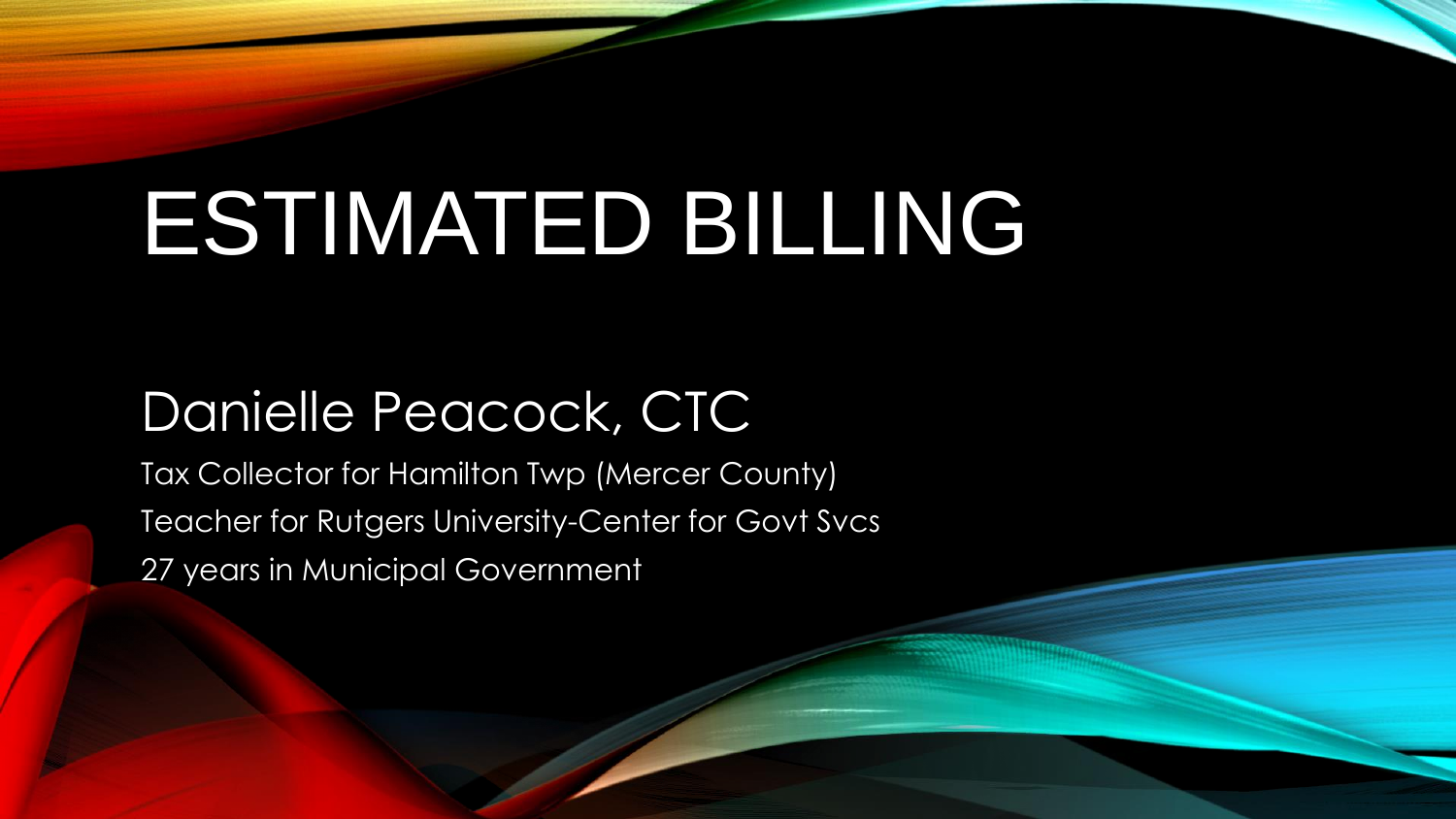# ESTIMATED BILLING

## Danielle Peacock, CTC

Tax Collector for Hamilton Twp (Mercer County)

Teacher for Rutgers University-Center for Govt Svcs

27 years in Municipal Government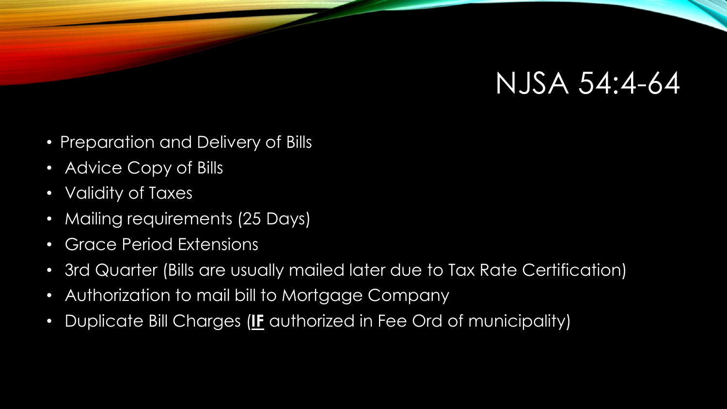# NJSA 54:4-64

- Preparation and Delivery of Bills
- Advice Copy of Bills
- Validity of Taxes
- Mailing requirements (25 Days)
- Grace Period Extensions
- 3rd Quarter (Bills are usually mailed later due to Tax Rate Certification)
- Authorization to mail bill to Mortgage Company
- Duplicate Bill Charges (**<u>IF</u>** authorized in Fee Ord of municipality)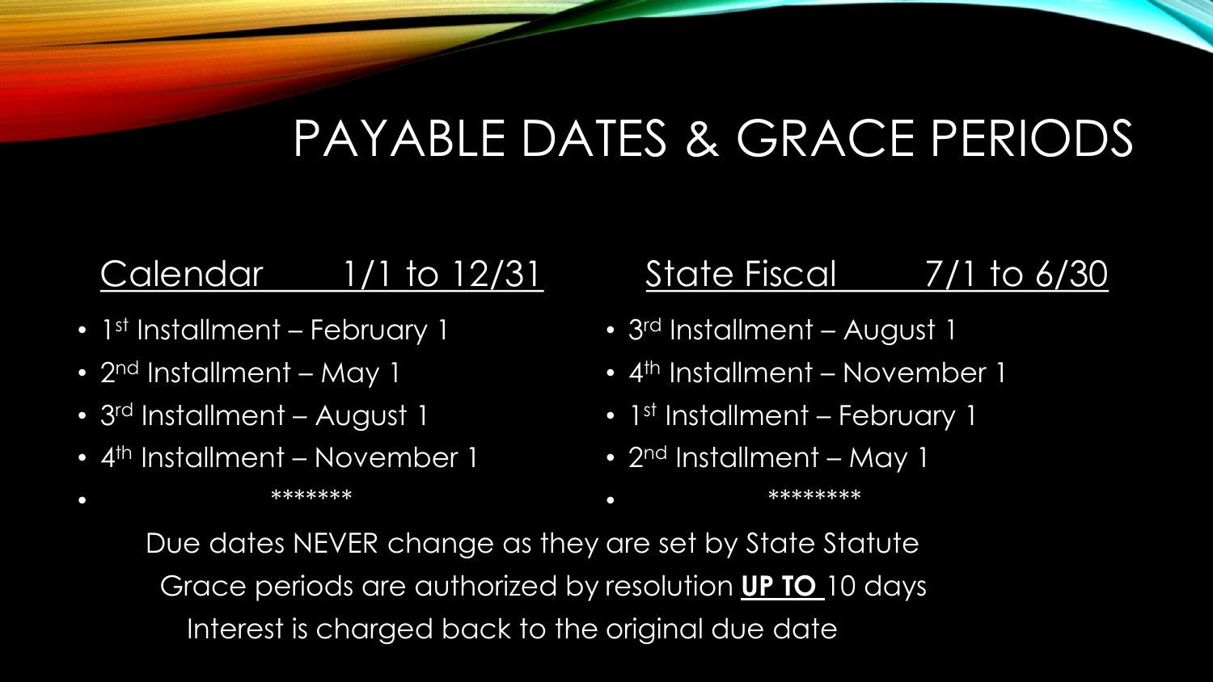# PAYABLE DATES & GRACE PERIODS

<u>Calendar 1/1 to 12/31</u>

- 1st Installment – February 1
- 2nd Installment – May 1
- 3rd Installment – August 1
- 4th Installment – November 1
- *******

<u>State Fiscal 7/1 to 6/30</u>

- 3rd Installment – August 1
- 4th Installment – November 1
- 1st Installment – February 1
- 2nd Installment – May 1
- ********

Due dates NEVER change as they are set by State Statute

Grace periods are authorized by resolution **<u>UP TO</u>** 10 days

Interest is charged back to the original due date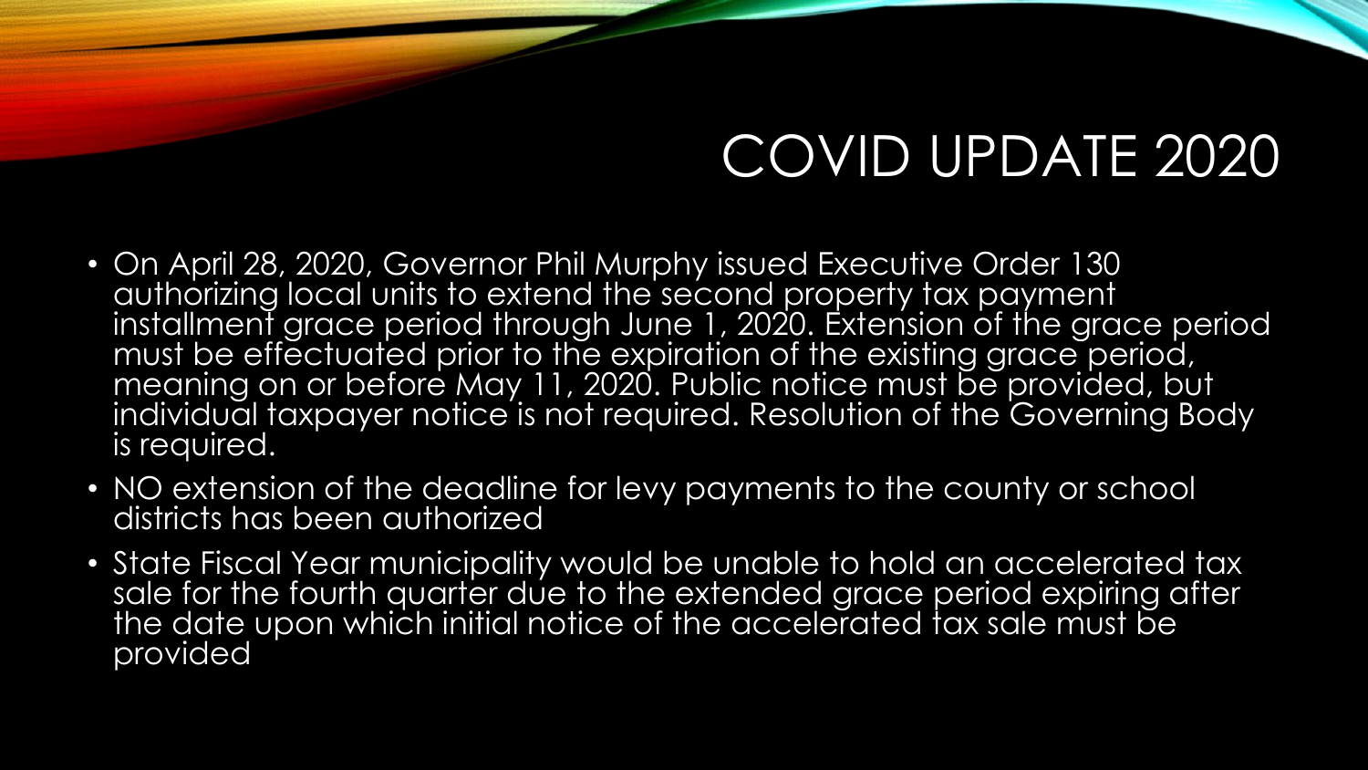# COVID UPDATE 2020

- On April 28, 2020, Governor Phil Murphy issued Executive Order 130 authorizing local units to extend the second property tax payment installment grace period through June 1, 2020. Extension of the grace period must be effectuated prior to the expiration of the existing grace period, meaning on or before May 11, 2020. Public notice must be provided, but individual taxpayer notice is not required. Resolution of the Governing Body is required.
- NO extension of the deadline for levy payments to the county or school districts has been authorized
- State Fiscal Year municipality would be unable to hold an accelerated tax sale for the fourth quarter due to the extended grace period expiring after the date upon which initial notice of the accelerated tax sale must be provided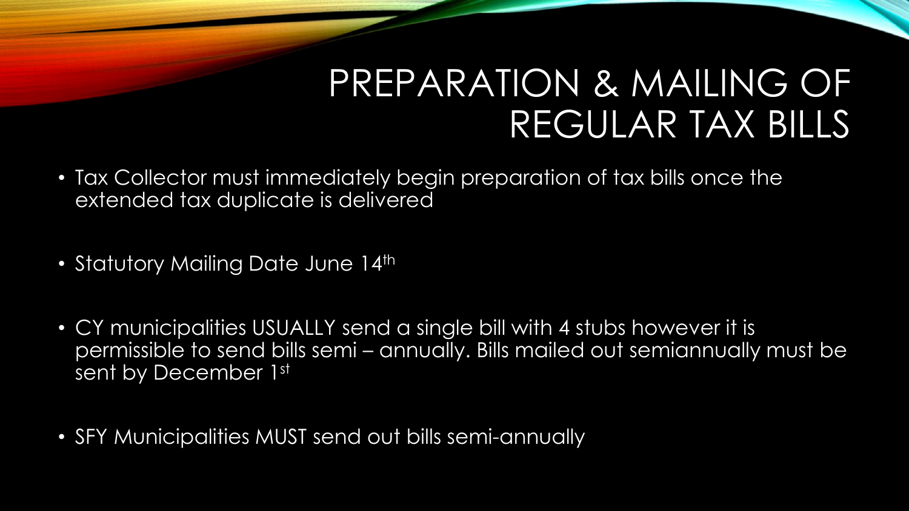# PREPARATION & MAILING OF REGULAR TAX BILLS

- Tax Collector must immediately begin preparation of tax bills once the extended tax duplicate is delivered
- Statutory Mailing Date June 14th
- CY municipalities USUALLY send a single bill with 4 stubs however it is permissible to send bills semi – annually. Bills mailed out semiannually must be sent by December 1st
- SFY Municipalities MUST send out bills semi-annually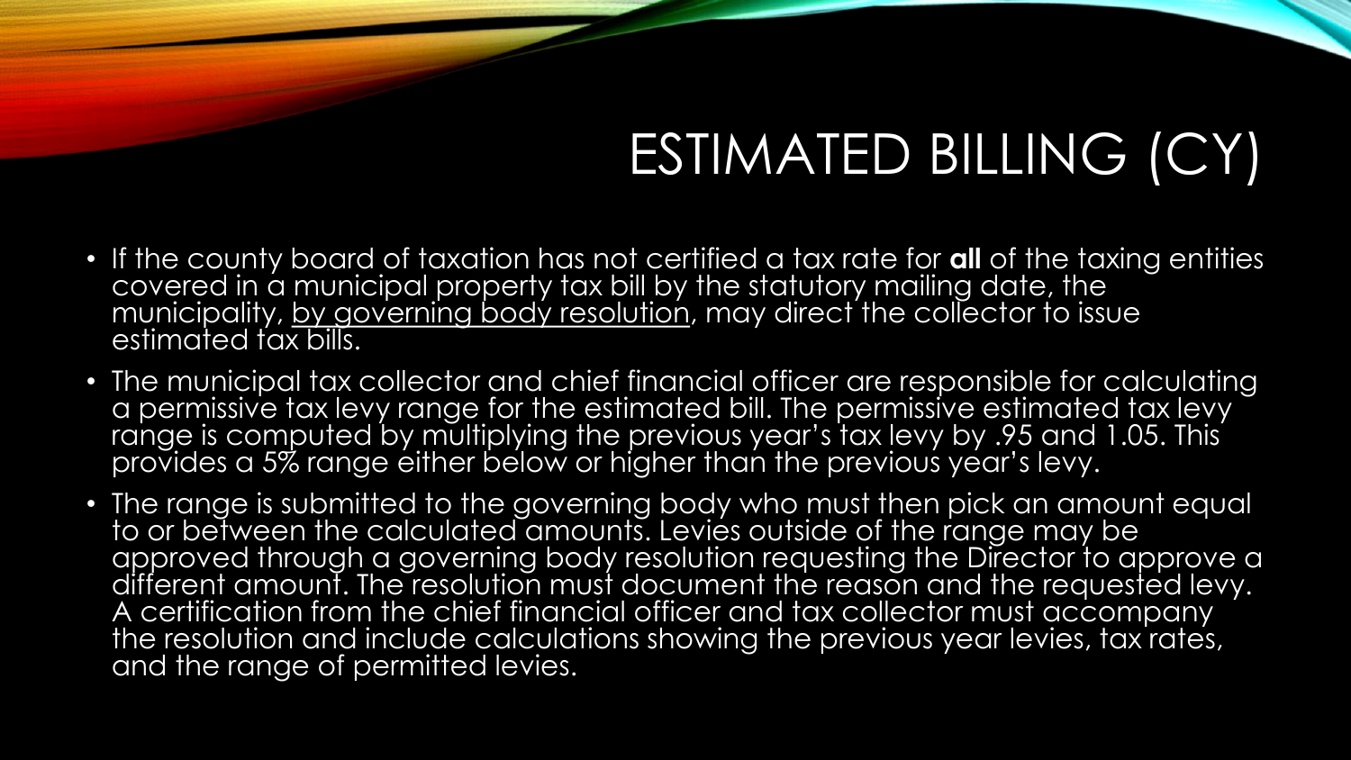# ESTIMATED BILLING (CY)

- If the county board of taxation has not certified a tax rate for **all** of the taxing entities covered in a municipal property tax bill by the statutory mailing date, the municipality, <u>by governing body resolution</u>, may direct the collector to issue estimated tax bills.
- The municipal tax collector and chief financial officer are responsible for calculating a permissive tax levy range for the estimated bill. The permissive estimated tax levy range is computed by multiplying the previous year's tax levy by .95 and 1.05. This provides a 5% range either below or higher than the previous year's levy.
- The range is submitted to the governing body who must then pick an amount equal to or between the calculated amounts. Levies outside of the range may be approved through a governing body resolution requesting the Director to approve a different amount. The resolution must document the reason and the requested levy. A certification from the chief financial officer and tax collector must accompany the resolution and include calculations showing the previous year levies, tax rates, and the range of permitted levies.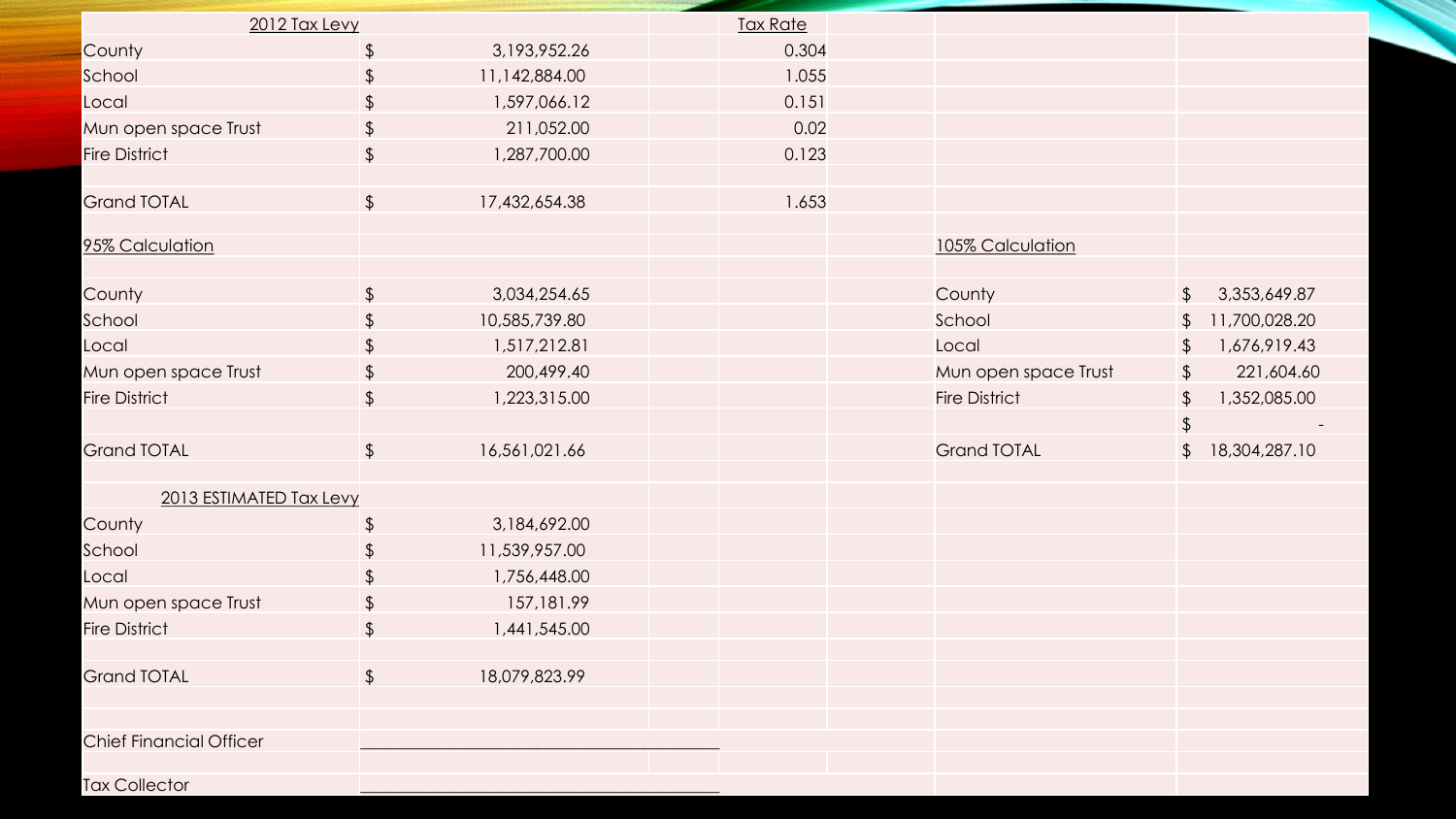| 2012 Tax Levy | | | Tax Rate | | |
|---|---|---|---|---|---|
| County | $ | 3,193,952.26 | 0.304 | | |
| School | $ | 11,142,884.00 | 1.055 | | |
| Local | $ | 1,597,066.12 | 0.151 | | |
| Mun open space Trust | $ | 211,052.00 | 0.02 | | |
| Fire District | $ | 1,287,700.00 | 0.123 | | |
| | | | | | |
| Grand TOTAL | $ | 17,432,654.38 | 1.653 | | |
| | | | | | |
| 95% Calculation | | | | 105% Calculation | |
| | | | | | |
| County | $ | 3,034,254.65 | | County | $ 3,353,649.87 |
| School | $ | 10,585,739.80 | | School | $ 11,700,028.20 |
| Local | $ | 1,517,212.81 | | Local | $ 1,676,919.43 |
| Mun open space Trust | $ | 200,499.40 | | Mun open space Trust | $ 221,604.60 |
| Fire District | $ | 1,223,315.00 | | Fire District | $ 1,352,085.00 |
| | | | | | $ - |
| Grand TOTAL | $ | 16,561,021.66 | | Grand TOTAL | $ 18,304,287.10 |
| | | | | | |
| 2013 ESTIMATED Tax Levy | | | | | |
| County | $ | 3,184,692.00 | | | |
| School | $ | 11,539,957.00 | | | |
| Local | $ | 1,756,448.00 | | | |
| Mun open space Trust | $ | 157,181.99 | | | |
| Fire District | $ | 1,441,545.00 | | | |
| | | | | | |
| Grand TOTAL | $ | 18,079,823.99 | | | |

Chief Financial Officer ______________________________

Tax Collector ______________________________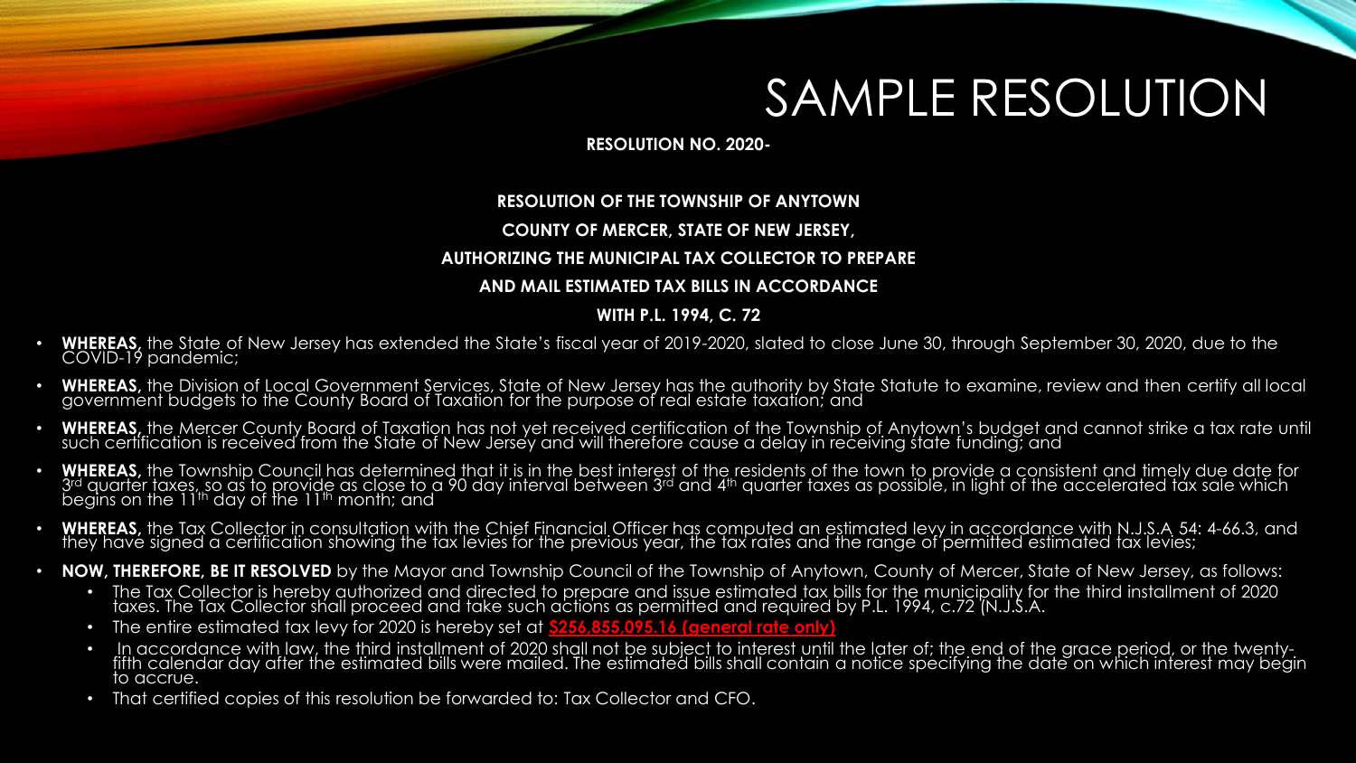# SAMPLE RESOLUTION

**RESOLUTION NO. 2020-**

**RESOLUTION OF THE TOWNSHIP OF ANYTOWN**

**COUNTY OF MERCER, STATE OF NEW JERSEY,**

**AUTHORIZING THE MUNICIPAL TAX COLLECTOR TO PREPARE**

**AND MAIL ESTIMATED TAX BILLS IN ACCORDANCE**

**WITH P.L. 1994, C. 72**

- **WHEREAS,** the State of New Jersey has extended the State's fiscal year of 2019-2020, slated to close June 30, through September 30, 2020, due to the COVID-19 pandemic;
- **WHEREAS,** the Division of Local Government Services, State of New Jersey has the authority by State Statute to examine, review and then certify all local government budgets to the County Board of Taxation for the purpose of real estate taxation; and
- **WHEREAS,** the Mercer County Board of Taxation has not yet received certification of the Township of Anytown's budget and cannot strike a tax rate until such certification is received from the State of New Jersey and will therefore cause a delay in receiving state funding; and
- **WHEREAS,** the Township Council has determined that it is in the best interest of the residents of the town to provide a consistent and timely due date for 3rd quarter taxes, so as to provide as close to a 90 day interval between 3rd and 4th quarter taxes as possible, in light of the accelerated tax sale which begins on the 11th day of the 11th month; and
- **WHEREAS,** the Tax Collector in consultation with the Chief Financial Officer has computed an estimated levy in accordance with N.J.S.A 54: 4-66.3, and they have signed a certification showing the tax levies for the previous year, the tax rates and the range of permitted estimated tax levies;
- **NOW, THEREFORE, BE IT RESOLVED** by the Mayor and Township Council of the Township of Anytown, County of Mercer, State of New Jersey, as follows:
  - The Tax Collector is hereby authorized and directed to prepare and issue estimated tax bills for the municipality for the third installment of 2020 taxes. The Tax Collector shall proceed and take such actions as permitted and required by P.L. 1994, c.72 (N.J.S.A.
  - The entire estimated tax levy for 2020 is hereby set at **$256,855,095.16 (general rate only)**
  - In accordance with law, the third installment of 2020 shall not be subject to interest until the later of; the end of the grace period, or the twenty-fifth calendar day after the estimated bills were mailed. The estimated bills shall contain a notice specifying the date on which interest may begin to accrue.
  - That certified copies of this resolution be forwarded to: Tax Collector and CFO.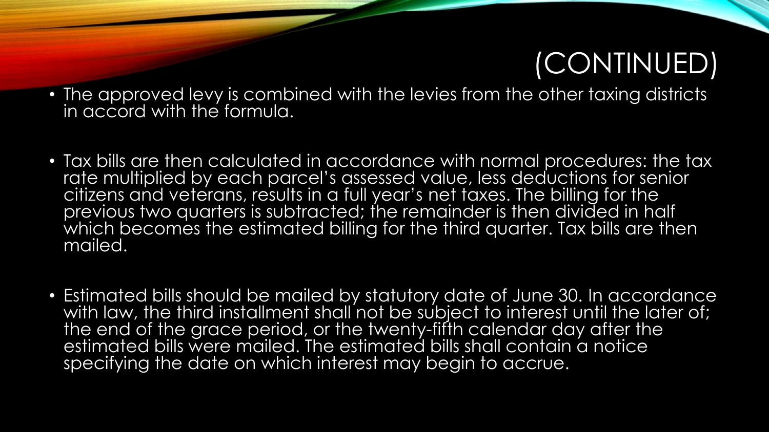# (CONTINUED)

- The approved levy is combined with the levies from the other taxing districts in accord with the formula.
- Tax bills are then calculated in accordance with normal procedures: the tax rate multiplied by each parcel's assessed value, less deductions for senior citizens and veterans, results in a full year's net taxes. The billing for the previous two quarters is subtracted; the remainder is then divided in half which becomes the estimated billing for the third quarter. Tax bills are then mailed.
- Estimated bills should be mailed by statutory date of June 30. In accordance with law, the third installment shall not be subject to interest until the later of; the end of the grace period, or the twenty-fifth calendar day after the estimated bills were mailed. The estimated bills shall contain a notice specifying the date on which interest may begin to accrue.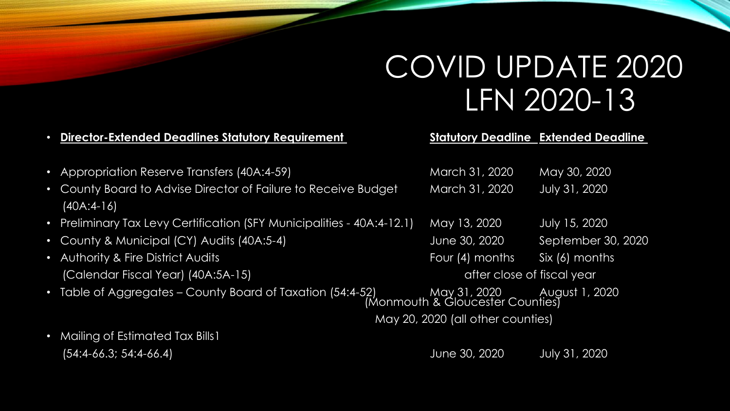# COVID UPDATE 2020
# LFN 2020-13

| Director-Extended Deadlines Statutory Requirement | Statutory Deadline | Extended Deadline |
|---|---|---|
| Appropriation Reserve Transfers (40A:4-59) | March 31, 2020 | May 30, 2020 |
| County Board to Advise Director of Failure to Receive Budget (40A:4-16) | March 31, 2020 | July 31, 2020 |
| Preliminary Tax Levy Certification (SFY Municipalities - 40A:4-12.1) | May 13, 2020 | July 15, 2020 |
| County & Municipal (CY) Audits (40A:5-4) | June 30, 2020 | September 30, 2020 |
| Authority & Fire District Audits (Calendar Fiscal Year) (40A:5A-15) | Four (4) months after close of fiscal year | Six (6) months after close of fiscal year |
| Table of Aggregates – County Board of Taxation (54:4-52) | May 31, 2020 (Monmouth & Gloucester Counties); May 20, 2020 (all other counties) | August 1, 2020 |
| Mailing of Estimated Tax Bills1 (54:4-66.3; 54:4-66.4) | June 30, 2020 | July 31, 2020 |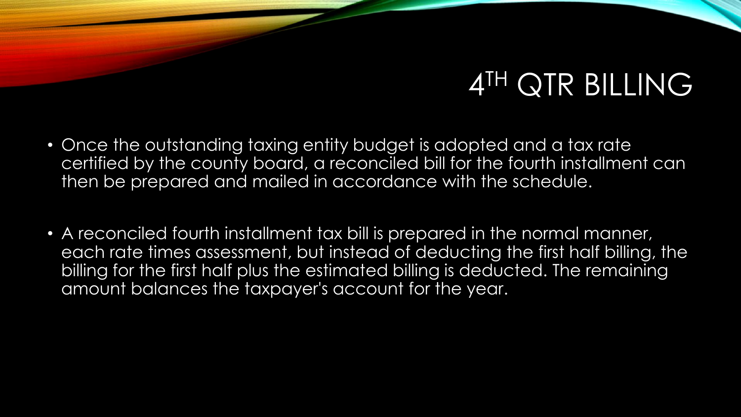# $4^{TH}$ QTR BILLING

- Once the outstanding taxing entity budget is adopted and a tax rate certified by the county board, a reconciled bill for the fourth installment can then be prepared and mailed in accordance with the schedule.

- A reconciled fourth installment tax bill is prepared in the normal manner, each rate times assessment, but instead of deducting the first half billing, the billing for the first half plus the estimated billing is deducted. The remaining amount balances the taxpayer's account for the year.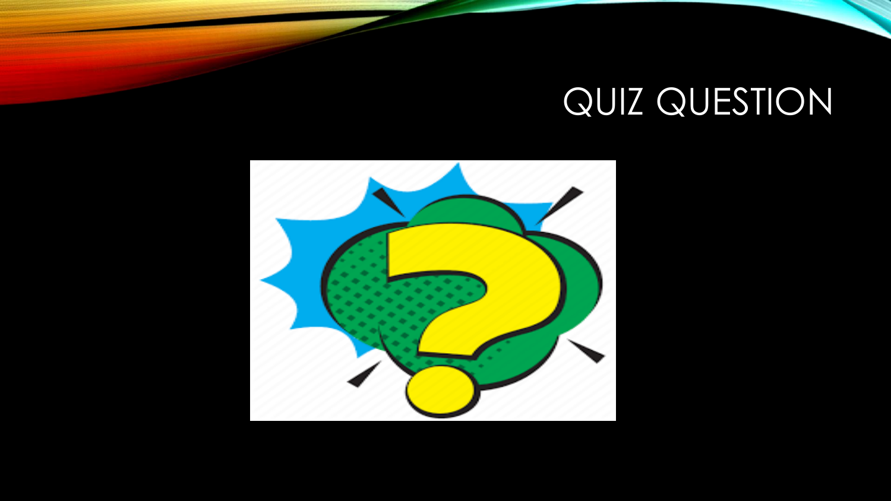# QUIZ QUESTION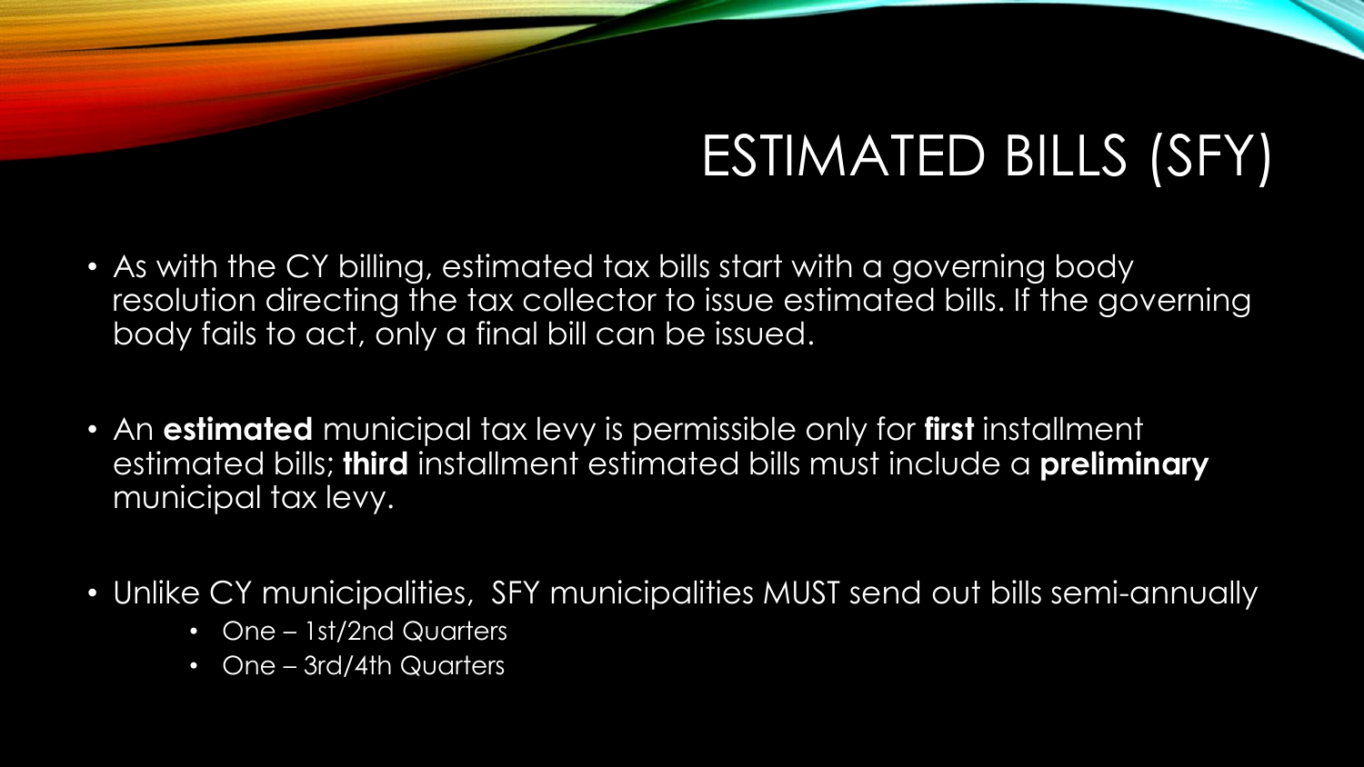# ESTIMATED BILLS (SFY)

- As with the CY billing, estimated tax bills start with a governing body resolution directing the tax collector to issue estimated bills. If the governing body fails to act, only a final bill can be issued.

- An **estimated** municipal tax levy is permissible only for **first** installment estimated bills; **third** installment estimated bills must include a **preliminary** municipal tax levy.

- Unlike CY municipalities, SFY municipalities MUST send out bills semi-annually
    - One – 1st/2nd Quarters
    - One – 3rd/4th Quarters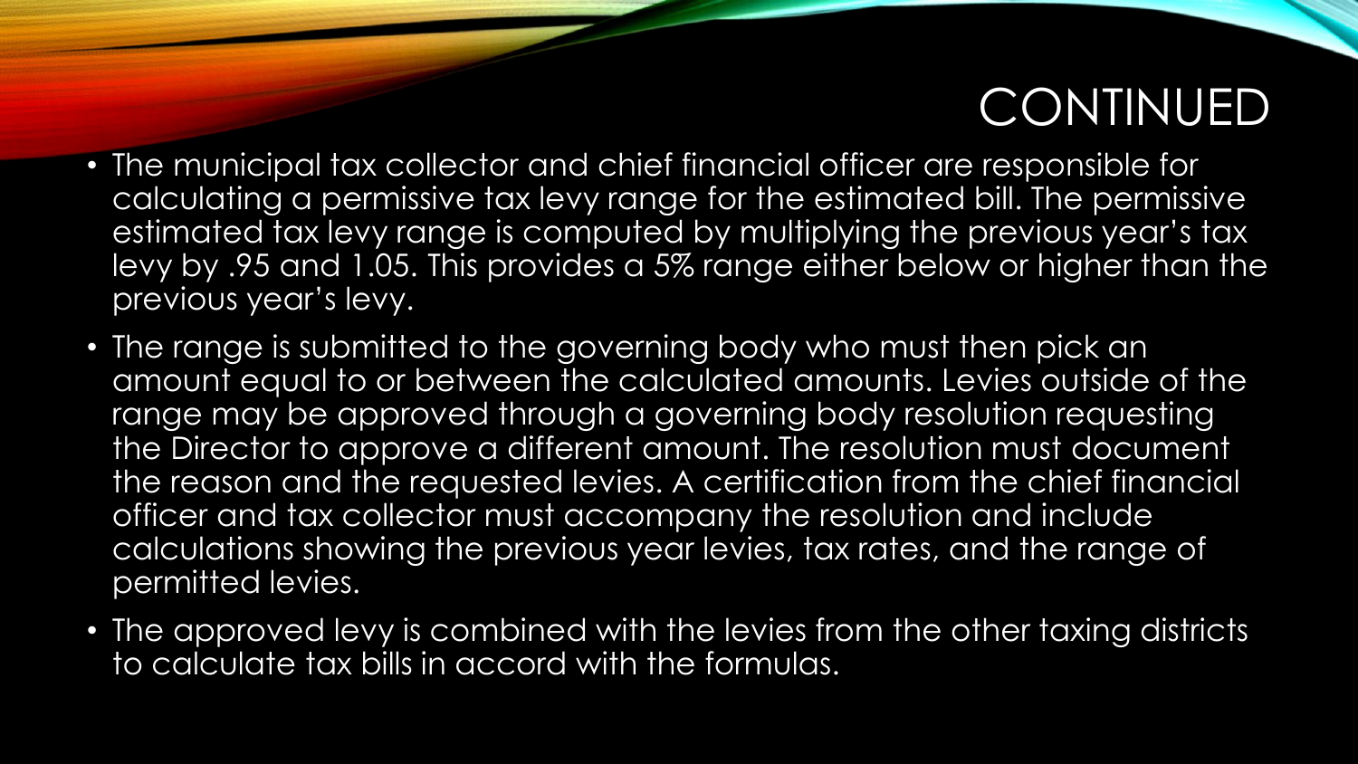# CONTINUED

- The municipal tax collector and chief financial officer are responsible for calculating a permissive tax levy range for the estimated bill. The permissive estimated tax levy range is computed by multiplying the previous year's tax levy by .95 and 1.05. This provides a 5% range either below or higher than the previous year's levy.
- The range is submitted to the governing body who must then pick an amount equal to or between the calculated amounts. Levies outside of the range may be approved through a governing body resolution requesting the Director to approve a different amount. The resolution must document the reason and the requested levies. A certification from the chief financial officer and tax collector must accompany the resolution and include calculations showing the previous year levies, tax rates, and the range of permitted levies.
- The approved levy is combined with the levies from the other taxing districts to calculate tax bills in accord with the formulas.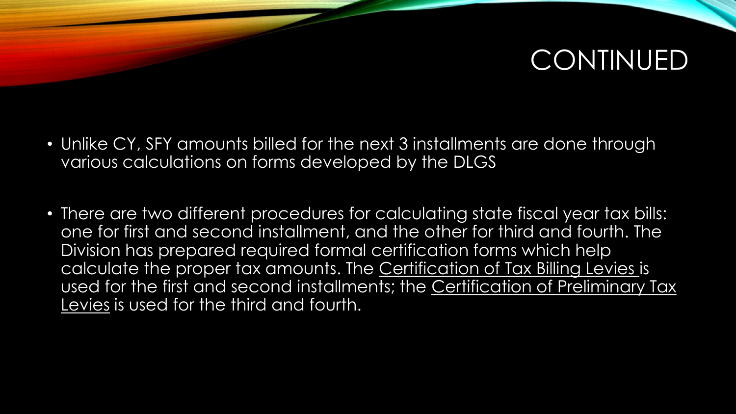# CONTINUED

- Unlike CY, SFY amounts billed for the next 3 installments are done through various calculations on forms developed by the DLGS

- There are two different procedures for calculating state fiscal year tax bills: one for first and second installment, and the other for third and fourth. The Division has prepared required formal certification forms which help calculate the proper tax amounts. The Certification of Tax Billing Levies is used for the first and second installments; the Certification of Preliminary Tax Levies is used for the third and fourth.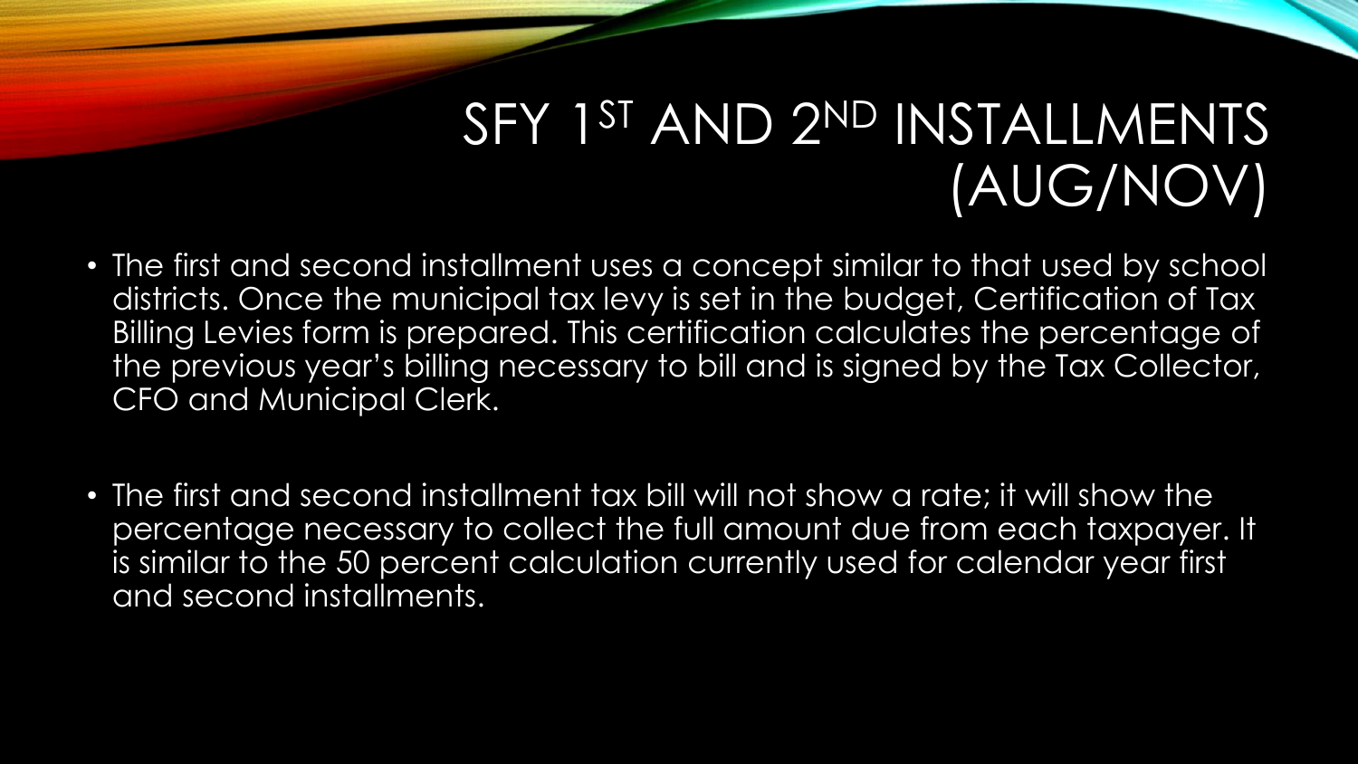# SFY 1ST AND 2ND INSTALLMENTS (AUG/NOV)

- The first and second installment uses a concept similar to that used by school districts. Once the municipal tax levy is set in the budget, Certification of Tax Billing Levies form is prepared. This certification calculates the percentage of the previous year's billing necessary to bill and is signed by the Tax Collector, CFO and Municipal Clerk.
- The first and second installment tax bill will not show a rate; it will show the percentage necessary to collect the full amount due from each taxpayer. It is similar to the 50 percent calculation currently used for calendar year first and second installments.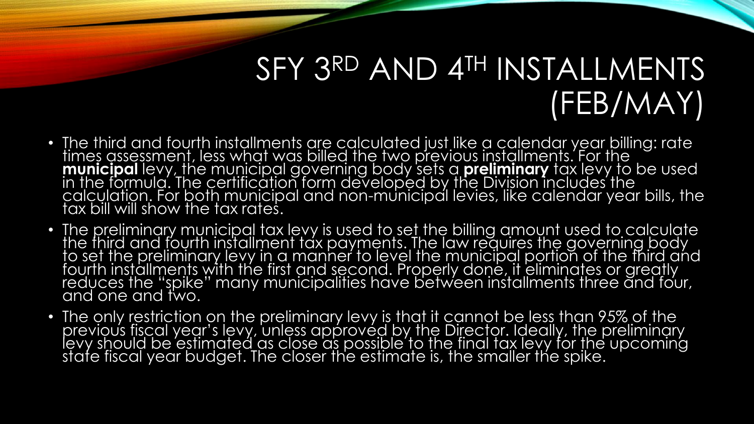# SFY 3RD AND 4TH INSTALLMENTS (FEB/MAY)

- The third and fourth installments are calculated just like a calendar year billing: rate times assessment, less what was billed the two previous installments. For the **municipal** levy, the municipal governing body sets a **preliminary** tax levy to be used in the formula. The certification form developed by the Division includes the calculation. For both municipal and non-municipal levies, like calendar year bills, the tax bill will show the tax rates.
- The preliminary municipal tax levy is used to set the billing amount used to calculate the third and fourth installment tax payments. The law requires the governing body to set the preliminary levy in a manner to level the municipal portion of the third and fourth installments with the first and second. Properly done, it eliminates or greatly reduces the "spike" many municipalities have between installments three and four, and one and two.
- The only restriction on the preliminary levy is that it cannot be less than 95% of the previous fiscal year's levy, unless approved by the Director. Ideally, the preliminary levy should be estimated as close as possible to the final tax levy for the upcoming state fiscal year budget. The closer the estimate is, the smaller the spike.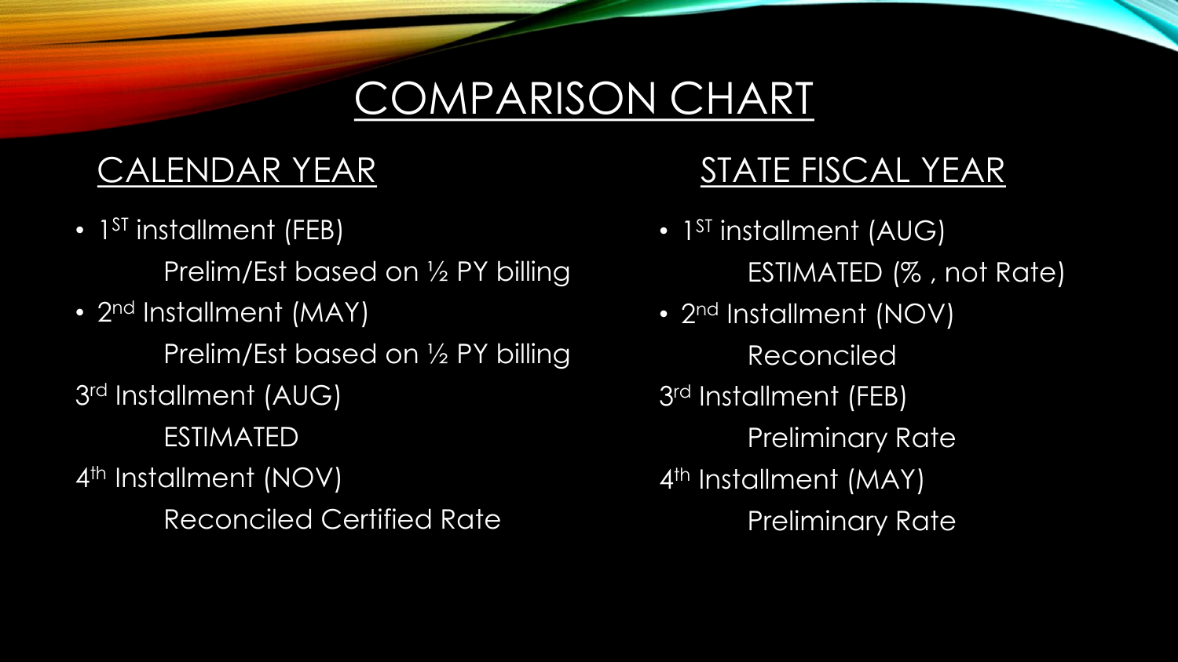# COMPARISON CHART

## CALENDAR YEAR

- 1ST installment (FEB)
  Prelim/Est based on ½ PY billing
- 2nd Installment (MAY)
  Prelim/Est based on ½ PY billing

3rd Installment (AUG)
  ESTIMATED

4th Installment (NOV)
  Reconciled Certified Rate

## STATE FISCAL YEAR

- 1ST installment (AUG)
  ESTIMATED (% , not Rate)
- 2nd Installment (NOV)
  Reconciled

3rd Installment (FEB)
  Preliminary Rate

4th Installment (MAY)
  Preliminary Rate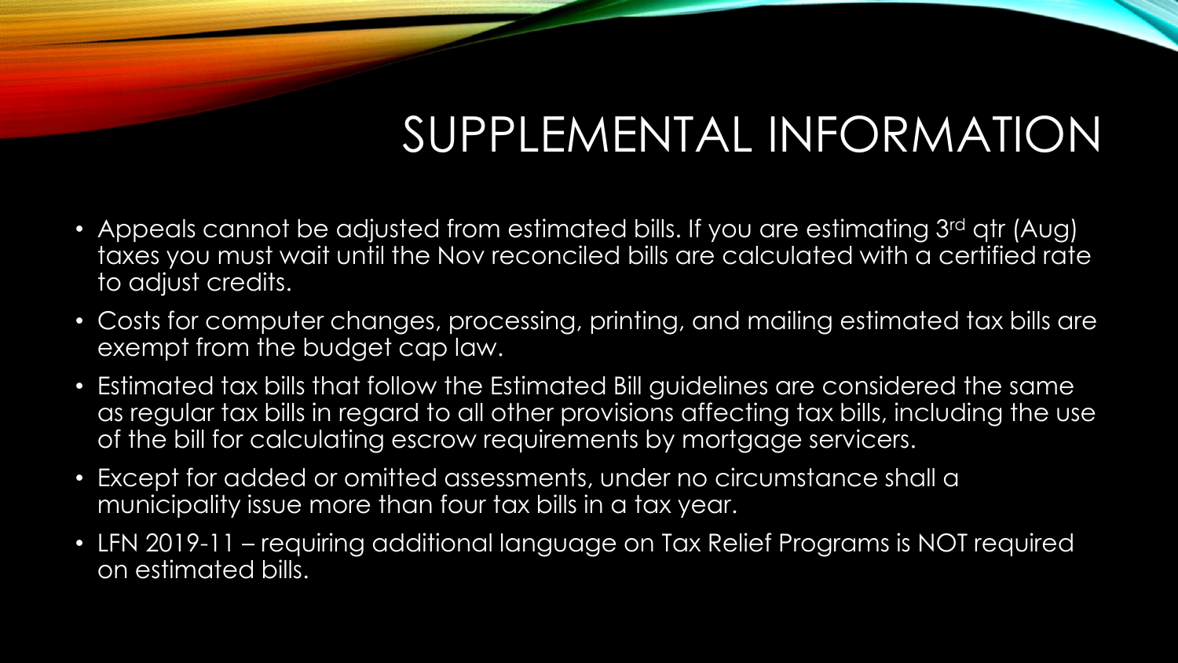# SUPPLEMENTAL INFORMATION

- Appeals cannot be adjusted from estimated bills. If you are estimating 3rd qtr (Aug) taxes you must wait until the Nov reconciled bills are calculated with a certified rate to adjust credits.
- Costs for computer changes, processing, printing, and mailing estimated tax bills are exempt from the budget cap law.
- Estimated tax bills that follow the Estimated Bill guidelines are considered the same as regular tax bills in regard to all other provisions affecting tax bills, including the use of the bill for calculating escrow requirements by mortgage servicers.
- Except for added or omitted assessments, under no circumstance shall a municipality issue more than four tax bills in a tax year.
- LFN 2019-11 – requiring additional language on Tax Relief Programs is NOT required on estimated bills.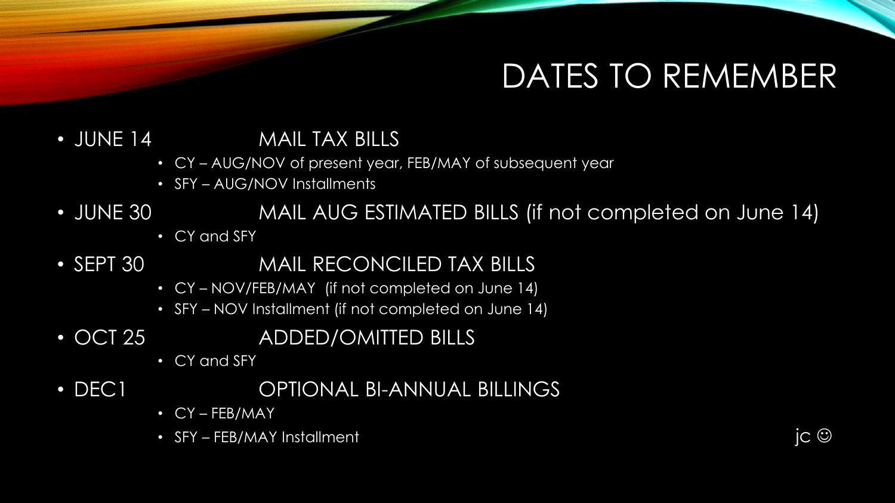# DATES TO REMEMBER

- JUNE 14 — MAIL TAX BILLS
  - CY – AUG/NOV of present year, FEB/MAY of subsequent year
  - SFY – AUG/NOV Installments
- JUNE 30 — MAIL AUG ESTIMATED BILLS (if not completed on June 14)
  - CY and SFY
- SEPT 30 — MAIL RECONCILED TAX BILLS
  - CY – NOV/FEB/MAY (if not completed on June 14)
  - SFY – NOV Installment (if not completed on June 14)
- OCT 25 — ADDED/OMITTED BILLS
  - CY and SFY
- DEC1 — OPTIONAL BI-ANNUAL BILLINGS
  - CY – FEB/MAY
  - SFY – FEB/MAY Installment

jc ☺